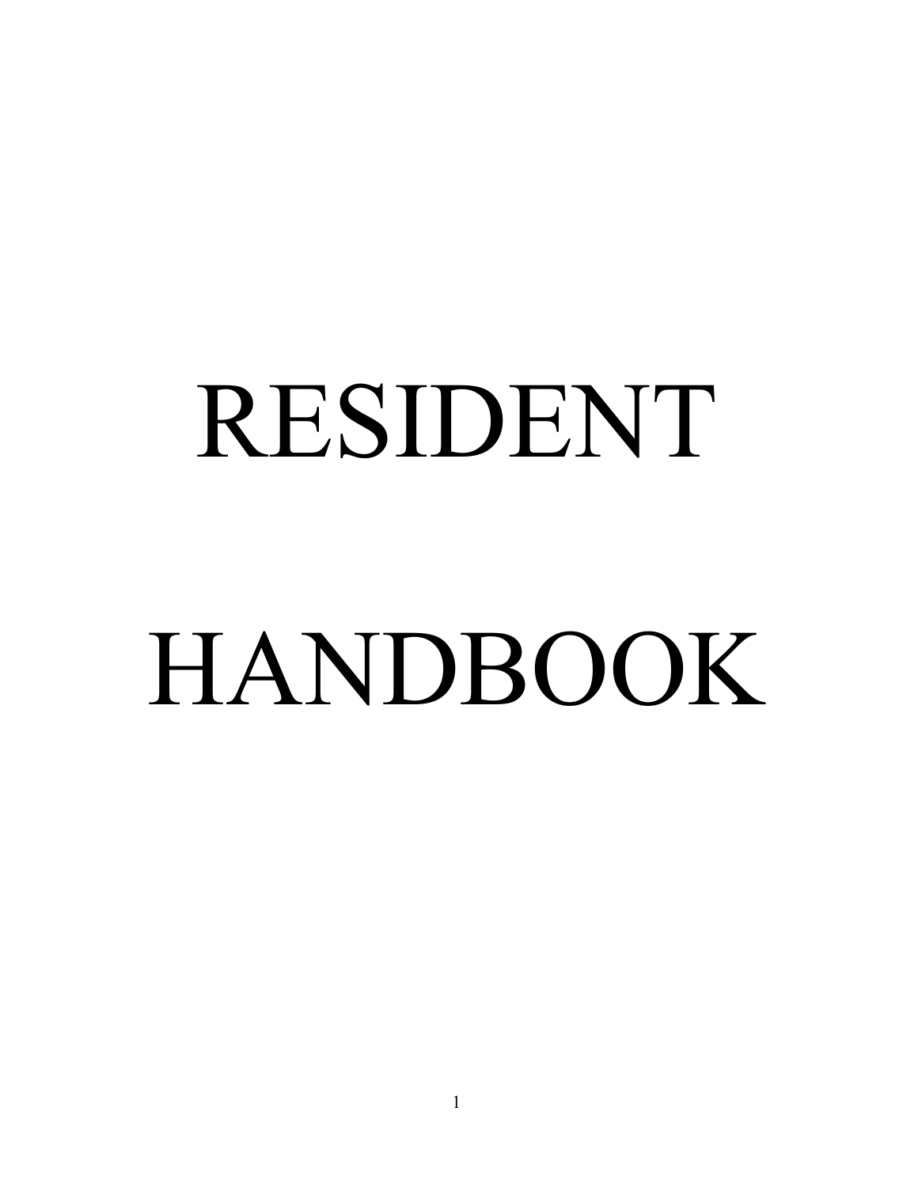# RESIDENT

# HANDBOOK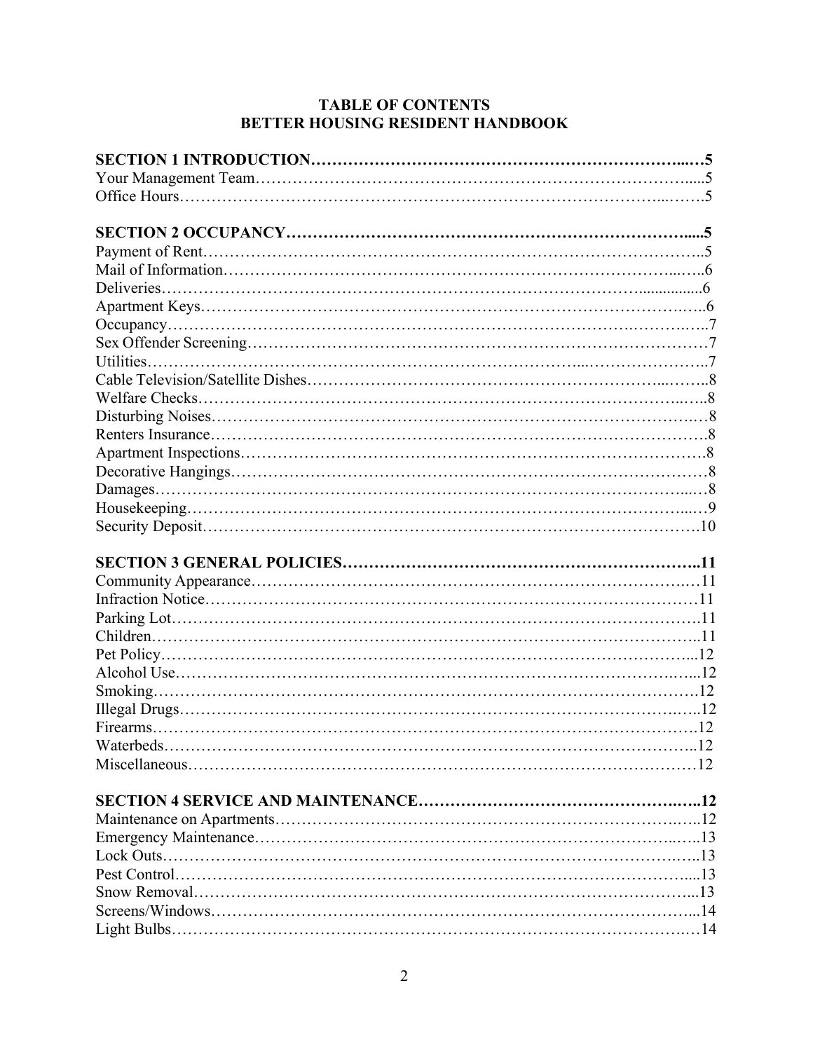# TABLE OF CONTENTS
# BETTER HOUSING RESIDENT HANDBOOK

**SECTION 1 INTRODUCTION……………………………………………………………...…5**
Your Management Team…………………………………………………………………….....5
Office Hours……………………………………………………………………………...…….5

**SECTION 2 OCCUPANCY………………………………………………………………......5**
Payment of Rent………………………………………………………………………………..5
Mail of Information……………………………………………………………………...…..6
Deliveries…………………………………………………………………………….................6
Apartment Keys…………………………………………………………………………….…..6
Occupancy…………………………………………………………………….……….……..7
Sex Offender Screening………………………………………………………………………7
Utilities………………………………………………………………….....…………………..7
Cable Television/Satellite Dishes……………………………………………………...……..8
Welfare Checks……………………………………………………………………….…...…..8
Disturbing Noises…………………………………………………………………………….…8
Renters Insurance……………………………………………………………………………….8
Apartment Inspections………………………………………………………………………….8
Decorative Hangings……………………………………………………………………………8
Damages……………………………………………………………………………………...…8
Housekeeping…………………………………………………………………………...…9
Security Deposit……………………………………………………………………………….10

**SECTION 3 GENERAL POLICIES………………………………………………………..11**
Community Appearance……………………………………………………………….……11
Infraction Notice………………………………………………………………………………11
Parking Lot…………………………………………………………………………………….11
Children…………………………………………………………………………………….…..11
Pet Policy……………………………………………………………………………………...12
Alcohol Use………………………………………………………………………………...….12
Smoking………………………………………………………………………………………..12
Illegal Drugs………………………………………………………………………………..….12
Firearms………………………………………………………………………………………..12
Waterbeds……………………………………………………………………………………..12
Miscellaneous…………………………………………………………………………………12

**SECTION 4 SERVICE AND MAINTENANCE…………………………………………..…..12**
Maintenance on Apartments……………………………………………………………..…..12
Emergency Maintenance……………………………………………………………...…..13
Lock Outs………………………………………………………………………….……..…..13
Pest Control…………………………………………………………………………………....13
Snow Removal………………………………………………………………………………...13
Screens/Windows……………………………………………………………………………...14
Light Bulbs……………………………………………………………………………….…14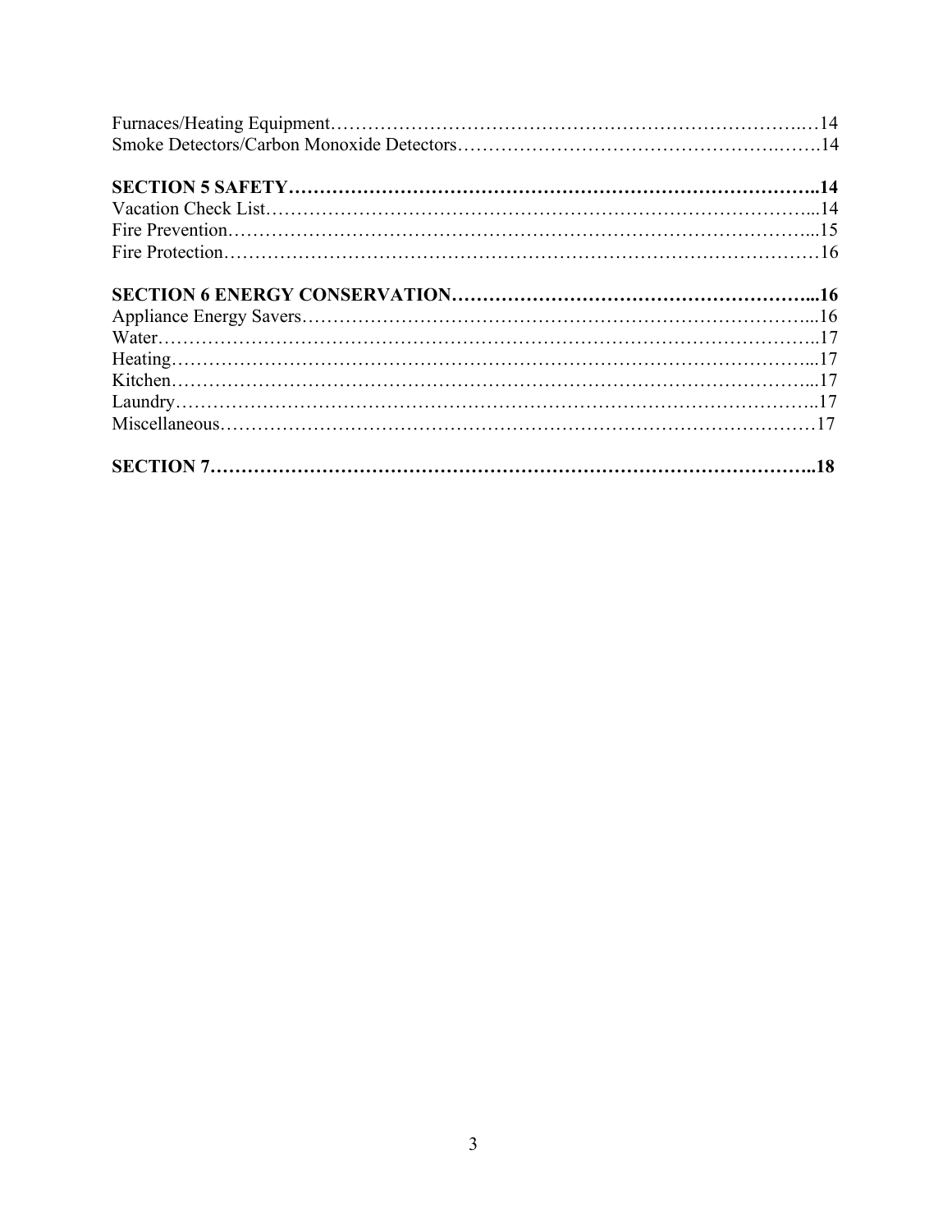Furnaces/Heating Equipment……………………………………………………………………..…14
Smoke Detectors/Carbon Monoxide Detectors…………………………………………….…….14

**SECTION 5 SAFETY…………………………………………………………………………..14**
Vacation Check List……………………………………………………………………………...14
Fire Prevention…………………………………………………………………………………...15
Fire Protection……………………………………………………………………………………16

**SECTION 6 ENERGY CONSERVATION…………………………………………………...16**
Appliance Energy Savers………………………………………………………………………...16
Water……………………………………………………………………………………………..17
Heating…….……………………………………………………………………………………...17
Kitchen…………………………………………………………………………………………...17
Laundry…………………………………………………………………………………………..17
Miscellaneous……………………………………………………………………………………17

**SECTION 7……………………………………………………………………………………..18**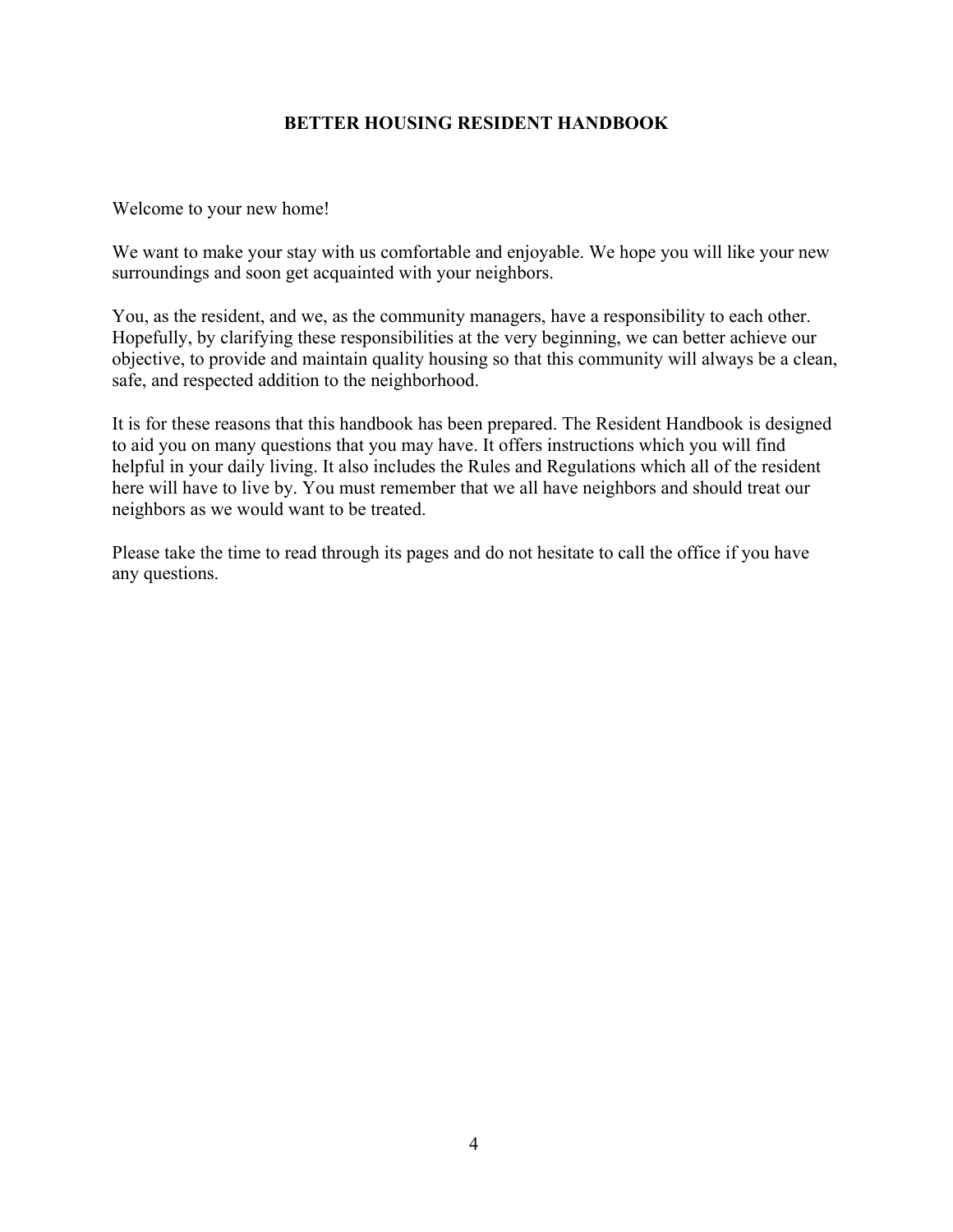# BETTER HOUSING RESIDENT HANDBOOK

Welcome to your new home!

We want to make your stay with us comfortable and enjoyable. We hope you will like your new surroundings and soon get acquainted with your neighbors.

You, as the resident, and we, as the community managers, have a responsibility to each other. Hopefully, by clarifying these responsibilities at the very beginning, we can better achieve our objective, to provide and maintain quality housing so that this community will always be a clean, safe, and respected addition to the neighborhood.

It is for these reasons that this handbook has been prepared. The Resident Handbook is designed to aid you on many questions that you may have. It offers instructions which you will find helpful in your daily living. It also includes the Rules and Regulations which all of the resident here will have to live by. You must remember that we all have neighbors and should treat our neighbors as we would want to be treated.

Please take the time to read through its pages and do not hesitate to call the office if you have any questions.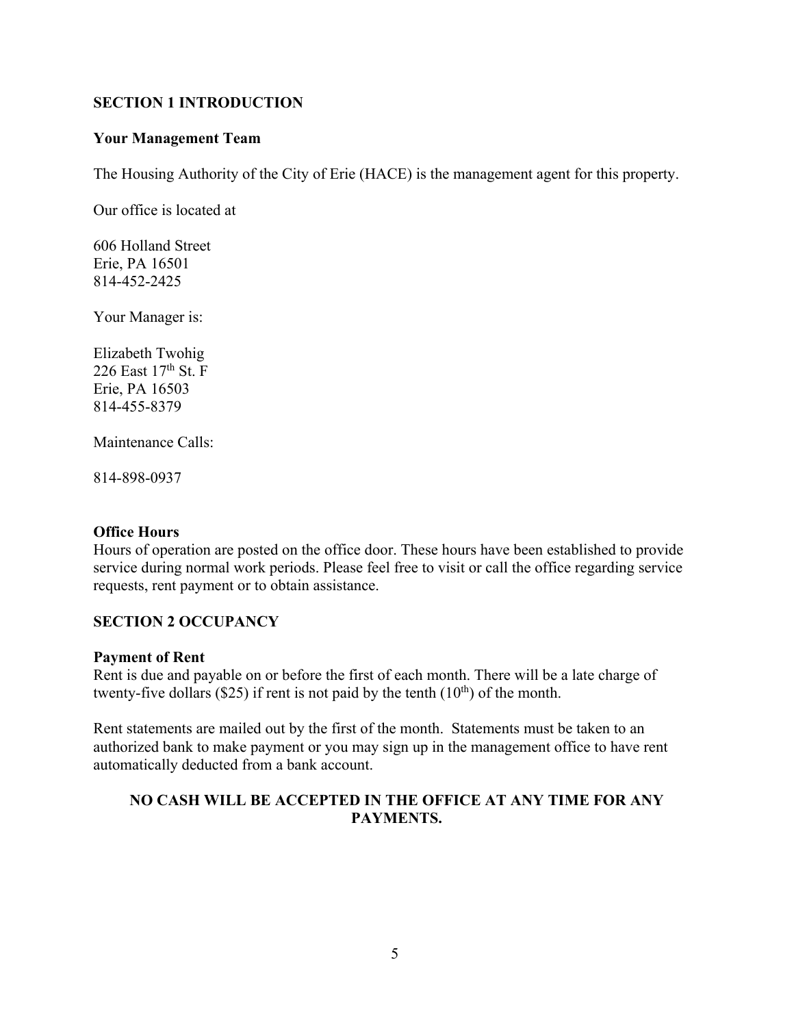## SECTION 1 INTRODUCTION

### Your Management Team

The Housing Authority of the City of Erie (HACE) is the management agent for this property.

Our office is located at

606 Holland Street
Erie, PA 16501
814-452-2425

Your Manager is:

Elizabeth Twohig
226 East 17th St. F
Erie, PA 16503
814-455-8379

Maintenance Calls:

814-898-0937

### Office Hours

Hours of operation are posted on the office door. These hours have been established to provide service during normal work periods. Please feel free to visit or call the office regarding service requests, rent payment or to obtain assistance.

## SECTION 2 OCCUPANCY

### Payment of Rent

Rent is due and payable on or before the first of each month. There will be a late charge of twenty-five dollars ($25) if rent is not paid by the tenth (10th) of the month.

Rent statements are mailed out by the first of the month. Statements must be taken to an authorized bank to make payment or you may sign up in the management office to have rent automatically deducted from a bank account.

**NO CASH WILL BE ACCEPTED IN THE OFFICE AT ANY TIME FOR ANY PAYMENTS.**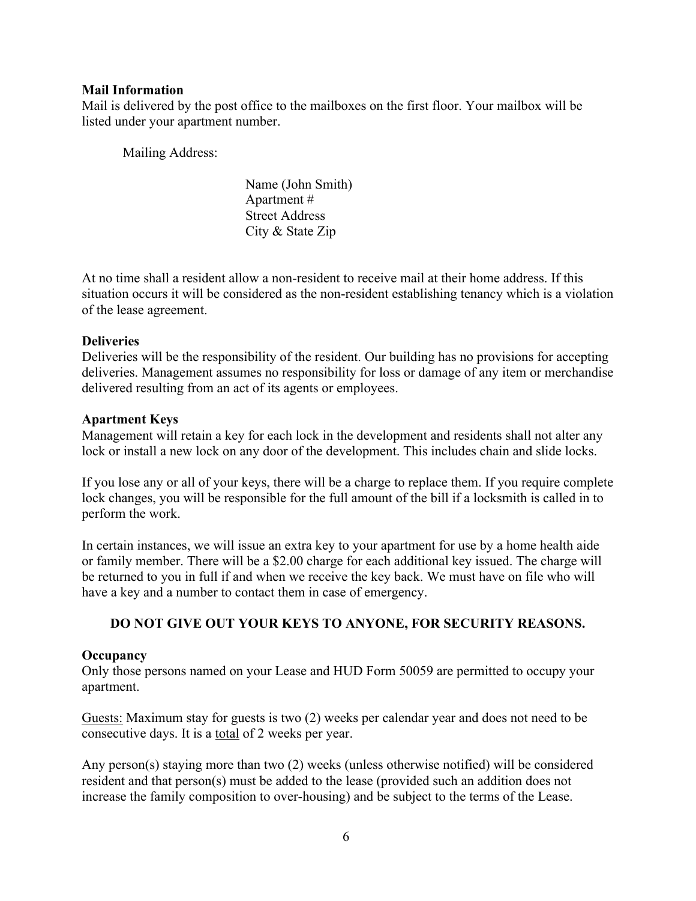**Mail Information**
Mail is delivered by the post office to the mailboxes on the first floor. Your mailbox will be listed under your apartment number.

Mailing Address:

Name (John Smith)
Apartment #
Street Address
City & State Zip

At no time shall a resident allow a non-resident to receive mail at their home address. If this situation occurs it will be considered as the non-resident establishing tenancy which is a violation of the lease agreement.

**Deliveries**
Deliveries will be the responsibility of the resident. Our building has no provisions for accepting deliveries. Management assumes no responsibility for loss or damage of any item or merchandise delivered resulting from an act of its agents or employees.

**Apartment Keys**
Management will retain a key for each lock in the development and residents shall not alter any lock or install a new lock on any door of the development. This includes chain and slide locks.

If you lose any or all of your keys, there will be a charge to replace them. If you require complete lock changes, you will be responsible for the full amount of the bill if a locksmith is called in to perform the work.

In certain instances, we will issue an extra key to your apartment for use by a home health aide or family member. There will be a $2.00 charge for each additional key issued. The charge will be returned to you in full if and when we receive the key back. We must have on file who will have a key and a number to contact them in case of emergency.

**DO NOT GIVE OUT YOUR KEYS TO ANYONE, FOR SECURITY REASONS.**

**Occupancy**
Only those persons named on your Lease and HUD Form 50059 are permitted to occupy your apartment.

<u>Guests:</u> Maximum stay for guests is two (2) weeks per calendar year and does not need to be consecutive days. It is a <u>total</u> of 2 weeks per year.

Any person(s) staying more than two (2) weeks (unless otherwise notified) will be considered resident and that person(s) must be added to the lease (provided such an addition does not increase the family composition to over-housing) and be subject to the terms of the Lease.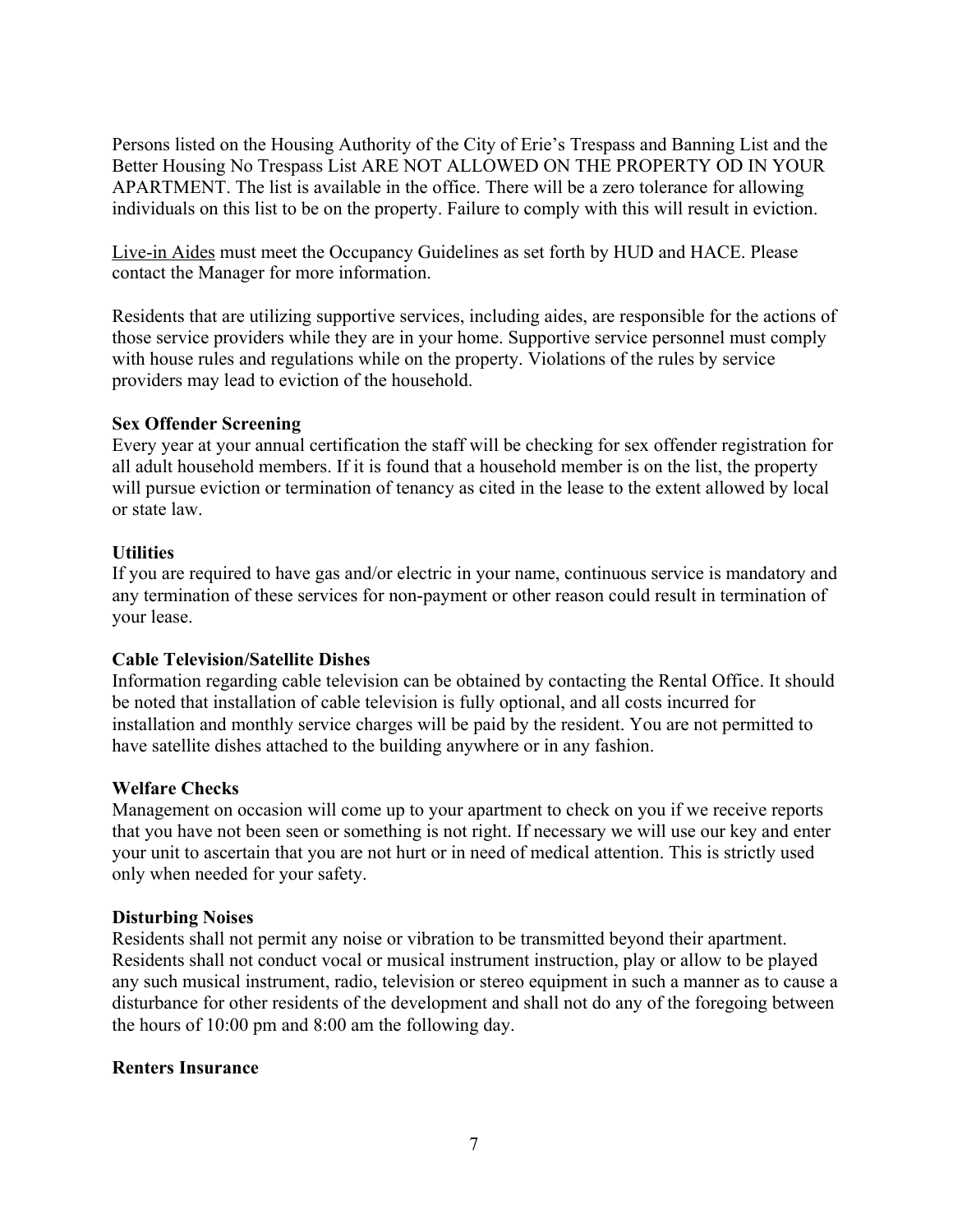Persons listed on the Housing Authority of the City of Erie's Trespass and Banning List and the Better Housing No Trespass List ARE NOT ALLOWED ON THE PROPERTY OD IN YOUR APARTMENT. The list is available in the office. There will be a zero tolerance for allowing individuals on this list to be on the property. Failure to comply with this will result in eviction.

<u>Live-in Aides</u> must meet the Occupancy Guidelines as set forth by HUD and HACE. Please contact the Manager for more information.

Residents that are utilizing supportive services, including aides, are responsible for the actions of those service providers while they are in your home. Supportive service personnel must comply with house rules and regulations while on the property. Violations of the rules by service providers may lead to eviction of the household.

**Sex Offender Screening**
Every year at your annual certification the staff will be checking for sex offender registration for all adult household members. If it is found that a household member is on the list, the property will pursue eviction or termination of tenancy as cited in the lease to the extent allowed by local or state law.

**Utilities**
If you are required to have gas and/or electric in your name, continuous service is mandatory and any termination of these services for non-payment or other reason could result in termination of your lease.

**Cable Television/Satellite Dishes**
Information regarding cable television can be obtained by contacting the Rental Office. It should be noted that installation of cable television is fully optional, and all costs incurred for installation and monthly service charges will be paid by the resident. You are not permitted to have satellite dishes attached to the building anywhere or in any fashion.

**Welfare Checks**
Management on occasion will come up to your apartment to check on you if we receive reports that you have not been seen or something is not right. If necessary we will use our key and enter your unit to ascertain that you are not hurt or in need of medical attention. This is strictly used only when needed for your safety.

**Disturbing Noises**
Residents shall not permit any noise or vibration to be transmitted beyond their apartment. Residents shall not conduct vocal or musical instrument instruction, play or allow to be played any such musical instrument, radio, television or stereo equipment in such a manner as to cause a disturbance for other residents of the development and shall not do any of the foregoing between the hours of 10:00 pm and 8:00 am the following day.

**Renters Insurance**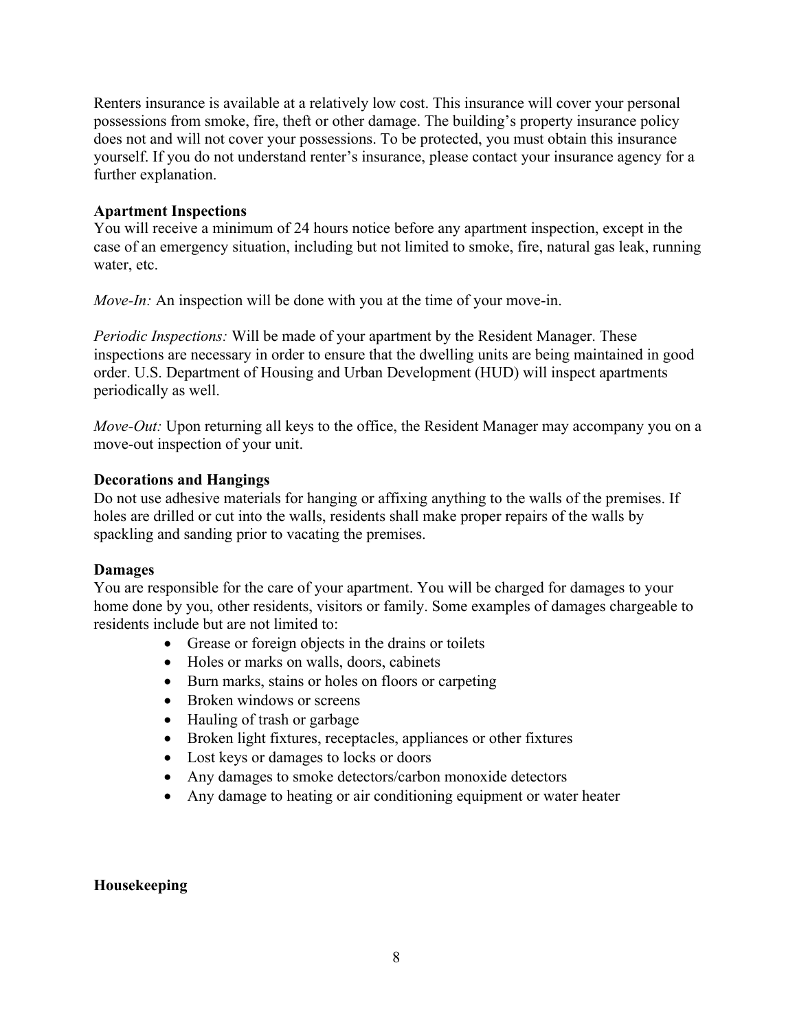Renters insurance is available at a relatively low cost. This insurance will cover your personal possessions from smoke, fire, theft or other damage. The building's property insurance policy does not and will not cover your possessions. To be protected, you must obtain this insurance yourself. If you do not understand renter's insurance, please contact your insurance agency for a further explanation.

**Apartment Inspections**

You will receive a minimum of 24 hours notice before any apartment inspection, except in the case of an emergency situation, including but not limited to smoke, fire, natural gas leak, running water, etc.

*Move-In:* An inspection will be done with you at the time of your move-in.

*Periodic Inspections:* Will be made of your apartment by the Resident Manager. These inspections are necessary in order to ensure that the dwelling units are being maintained in good order. U.S. Department of Housing and Urban Development (HUD) will inspect apartments periodically as well.

*Move-Out:* Upon returning all keys to the office, the Resident Manager may accompany you on a move-out inspection of your unit.

**Decorations and Hangings**

Do not use adhesive materials for hanging or affixing anything to the walls of the premises. If holes are drilled or cut into the walls, residents shall make proper repairs of the walls by spackling and sanding prior to vacating the premises.

**Damages**

You are responsible for the care of your apartment. You will be charged for damages to your home done by you, other residents, visitors or family. Some examples of damages chargeable to residents include but are not limited to:

- Grease or foreign objects in the drains or toilets
- Holes or marks on walls, doors, cabinets
- Burn marks, stains or holes on floors or carpeting
- Broken windows or screens
- Hauling of trash or garbage
- Broken light fixtures, receptacles, appliances or other fixtures
- Lost keys or damages to locks or doors
- Any damages to smoke detectors/carbon monoxide detectors
- Any damage to heating or air conditioning equipment or water heater

**Housekeeping**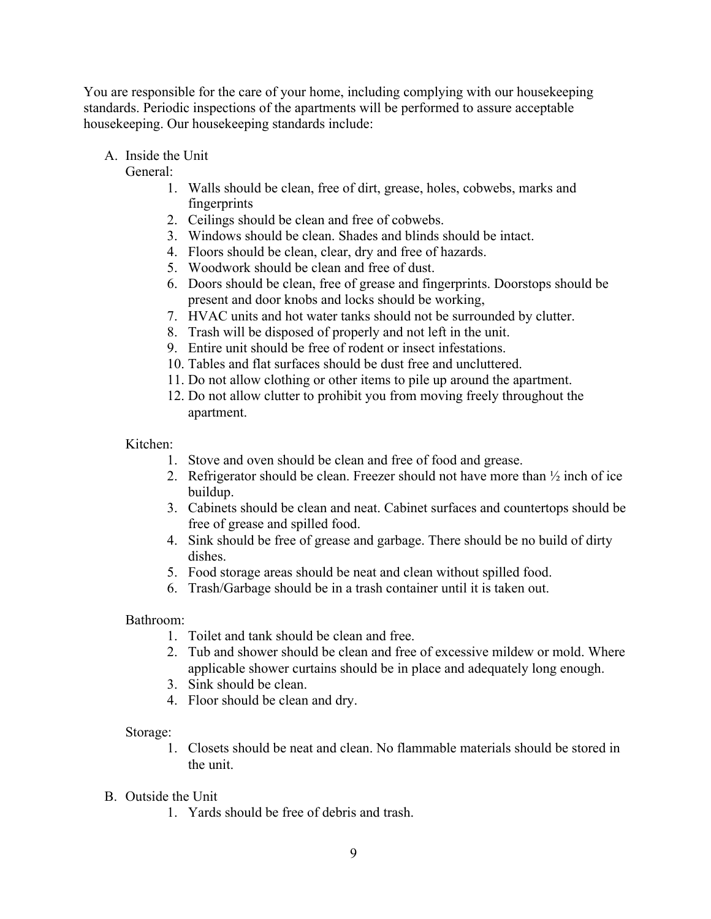You are responsible for the care of your home, including complying with our housekeeping standards. Periodic inspections of the apartments will be performed to assure acceptable housekeeping. Our housekeeping standards include:

A. Inside the Unit

   General:

   1. Walls should be clean, free of dirt, grease, holes, cobwebs, marks and fingerprints
   2. Ceilings should be clean and free of cobwebs.
   3. Windows should be clean. Shades and blinds should be intact.
   4. Floors should be clean, clear, dry and free of hazards.
   5. Woodwork should be clean and free of dust.
   6. Doors should be clean, free of grease and fingerprints. Doorstops should be present and door knobs and locks should be working,
   7. HVAC units and hot water tanks should not be surrounded by clutter.
   8. Trash will be disposed of properly and not left in the unit.
   9. Entire unit should be free of rodent or insect infestations.
   10. Tables and flat surfaces should be dust free and uncluttered.
   11. Do not allow clothing or other items to pile up around the apartment.
   12. Do not allow clutter to prohibit you from moving freely throughout the apartment.

   Kitchen:

   1. Stove and oven should be clean and free of food and grease.
   2. Refrigerator should be clean. Freezer should not have more than ½ inch of ice buildup.
   3. Cabinets should be clean and neat. Cabinet surfaces and countertops should be free of grease and spilled food.
   4. Sink should be free of grease and garbage. There should be no build of dirty dishes.
   5. Food storage areas should be neat and clean without spilled food.
   6. Trash/Garbage should be in a trash container until it is taken out.

   Bathroom:

   1. Toilet and tank should be clean and free.
   2. Tub and shower should be clean and free of excessive mildew or mold. Where applicable shower curtains should be in place and adequately long enough.
   3. Sink should be clean.
   4. Floor should be clean and dry.

   Storage:

   1. Closets should be neat and clean. No flammable materials should be stored in the unit.

B. Outside the Unit

   1. Yards should be free of debris and trash.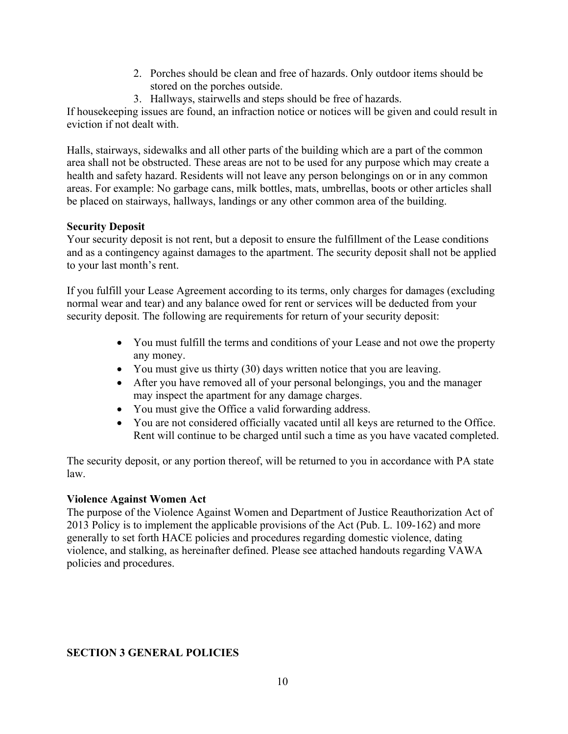2. Porches should be clean and free of hazards. Only outdoor items should be stored on the porches outside.
3. Hallways, stairwells and steps should be free of hazards.

If housekeeping issues are found, an infraction notice or notices will be given and could result in eviction if not dealt with.

Halls, stairways, sidewalks and all other parts of the building which are a part of the common area shall not be obstructed. These areas are not to be used for any purpose which may create a health and safety hazard. Residents will not leave any person belongings on or in any common areas. For example: No garbage cans, milk bottles, mats, umbrellas, boots or other articles shall be placed on stairways, hallways, landings or any other common area of the building.

**Security Deposit**

Your security deposit is not rent, but a deposit to ensure the fulfillment of the Lease conditions and as a contingency against damages to the apartment. The security deposit shall not be applied to your last month's rent.

If you fulfill your Lease Agreement according to its terms, only charges for damages (excluding normal wear and tear) and any balance owed for rent or services will be deducted from your security deposit. The following are requirements for return of your security deposit:

- You must fulfill the terms and conditions of your Lease and not owe the property any money.
- You must give us thirty (30) days written notice that you are leaving.
- After you have removed all of your personal belongings, you and the manager may inspect the apartment for any damage charges.
- You must give the Office a valid forwarding address.
- You are not considered officially vacated until all keys are returned to the Office. Rent will continue to be charged until such a time as you have vacated completed.

The security deposit, or any portion thereof, will be returned to you in accordance with PA state law.

**Violence Against Women Act**

The purpose of the Violence Against Women and Department of Justice Reauthorization Act of 2013 Policy is to implement the applicable provisions of the Act (Pub. L. 109-162) and more generally to set forth HACE policies and procedures regarding domestic violence, dating violence, and stalking, as hereinafter defined. Please see attached handouts regarding VAWA policies and procedures.

## SECTION 3 GENERAL POLICIES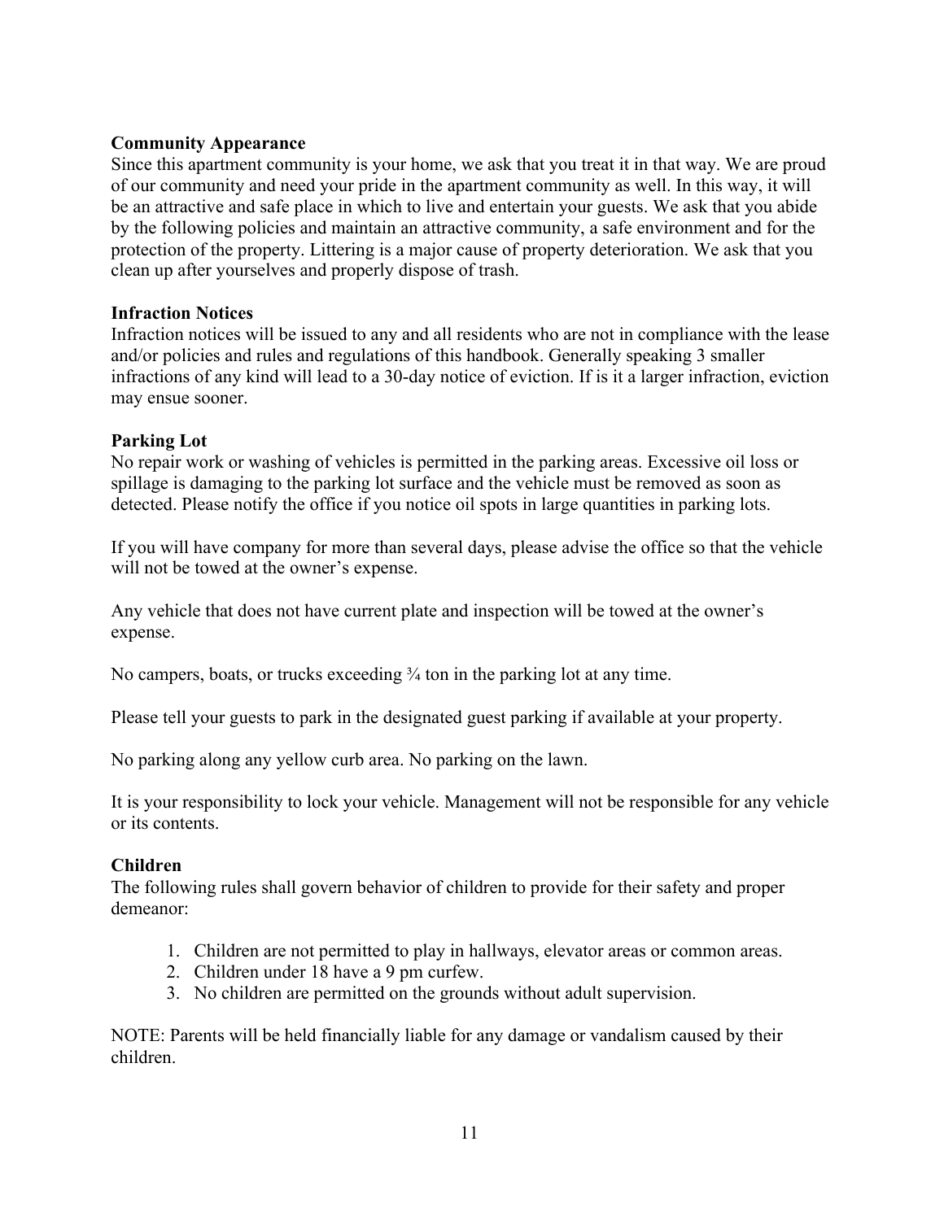**Community Appearance**

Since this apartment community is your home, we ask that you treat it in that way. We are proud of our community and need your pride in the apartment community as well. In this way, it will be an attractive and safe place in which to live and entertain your guests. We ask that you abide by the following policies and maintain an attractive community, a safe environment and for the protection of the property. Littering is a major cause of property deterioration. We ask that you clean up after yourselves and properly dispose of trash.

**Infraction Notices**

Infraction notices will be issued to any and all residents who are not in compliance with the lease and/or policies and rules and regulations of this handbook. Generally speaking 3 smaller infractions of any kind will lead to a 30-day notice of eviction. If is it a larger infraction, eviction may ensue sooner.

**Parking Lot**

No repair work or washing of vehicles is permitted in the parking areas. Excessive oil loss or spillage is damaging to the parking lot surface and the vehicle must be removed as soon as detected. Please notify the office if you notice oil spots in large quantities in parking lots.

If you will have company for more than several days, please advise the office so that the vehicle will not be towed at the owner's expense.

Any vehicle that does not have current plate and inspection will be towed at the owner's expense.

No campers, boats, or trucks exceeding ¾ ton in the parking lot at any time.

Please tell your guests to park in the designated guest parking if available at your property.

No parking along any yellow curb area. No parking on the lawn.

It is your responsibility to lock your vehicle. Management will not be responsible for any vehicle or its contents.

**Children**

The following rules shall govern behavior of children to provide for their safety and proper demeanor:

1. Children are not permitted to play in hallways, elevator areas or common areas.
2. Children under 18 have a 9 pm curfew.
3. No children are permitted on the grounds without adult supervision.

NOTE: Parents will be held financially liable for any damage or vandalism caused by their children.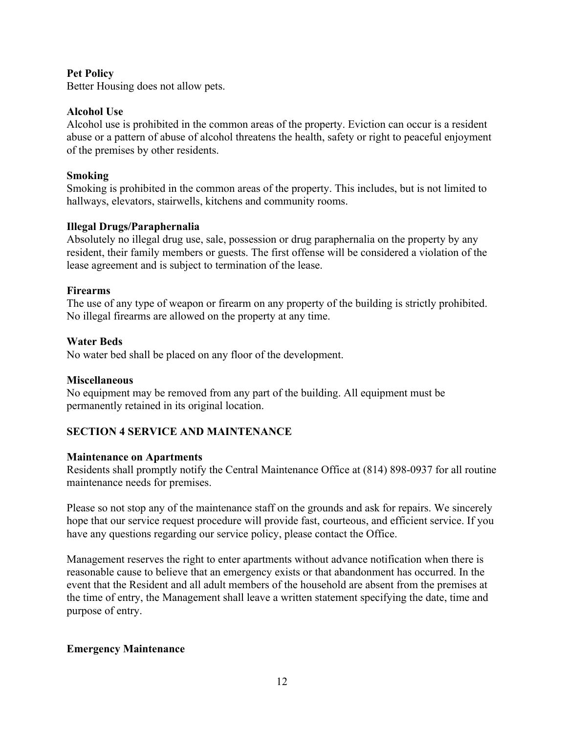**Pet Policy**

Better Housing does not allow pets.

**Alcohol Use**

Alcohol use is prohibited in the common areas of the property. Eviction can occur is a resident abuse or a pattern of abuse of alcohol threatens the health, safety or right to peaceful enjoyment of the premises by other residents.

**Smoking**

Smoking is prohibited in the common areas of the property. This includes, but is not limited to hallways, elevators, stairwells, kitchens and community rooms.

**Illegal Drugs/Paraphernalia**

Absolutely no illegal drug use, sale, possession or drug paraphernalia on the property by any resident, their family members or guests. The first offense will be considered a violation of the lease agreement and is subject to termination of the lease.

**Firearms**

The use of any type of weapon or firearm on any property of the building is strictly prohibited. No illegal firearms are allowed on the property at any time.

**Water Beds**

No water bed shall be placed on any floor of the development.

**Miscellaneous**

No equipment may be removed from any part of the building. All equipment must be permanently retained in its original location.

## SECTION 4 SERVICE AND MAINTENANCE

**Maintenance on Apartments**

Residents shall promptly notify the Central Maintenance Office at (814) 898-0937 for all routine maintenance needs for premises.

Please so not stop any of the maintenance staff on the grounds and ask for repairs. We sincerely hope that our service request procedure will provide fast, courteous, and efficient service. If you have any questions regarding our service policy, please contact the Office.

Management reserves the right to enter apartments without advance notification when there is reasonable cause to believe that an emergency exists or that abandonment has occurred. In the event that the Resident and all adult members of the household are absent from the premises at the time of entry, the Management shall leave a written statement specifying the date, time and purpose of entry.

**Emergency Maintenance**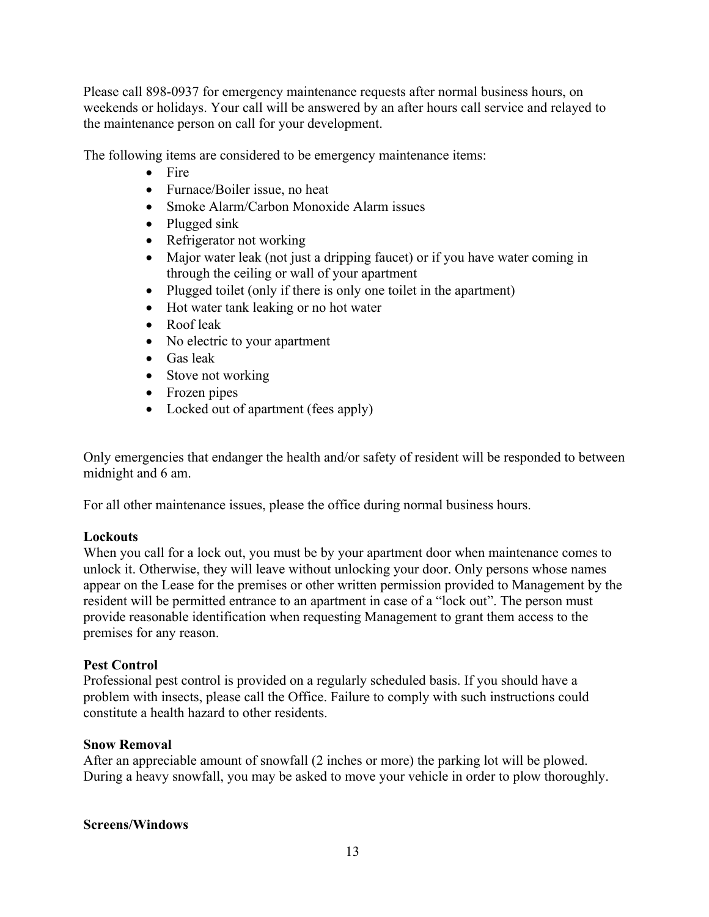Please call 898-0937 for emergency maintenance requests after normal business hours, on weekends or holidays. Your call will be answered by an after hours call service and relayed to the maintenance person on call for your development.

The following items are considered to be emergency maintenance items:

- Fire
- Furnace/Boiler issue, no heat
- Smoke Alarm/Carbon Monoxide Alarm issues
- Plugged sink
- Refrigerator not working
- Major water leak (not just a dripping faucet) or if you have water coming in through the ceiling or wall of your apartment
- Plugged toilet (only if there is only one toilet in the apartment)
- Hot water tank leaking or no hot water
- Roof leak
- No electric to your apartment
- Gas leak
- Stove not working
- Frozen pipes
- Locked out of apartment (fees apply)

Only emergencies that endanger the health and/or safety of resident will be responded to between midnight and 6 am.

For all other maintenance issues, please the office during normal business hours.

**Lockouts**

When you call for a lock out, you must be by your apartment door when maintenance comes to unlock it. Otherwise, they will leave without unlocking your door. Only persons whose names appear on the Lease for the premises or other written permission provided to Management by the resident will be permitted entrance to an apartment in case of a "lock out". The person must provide reasonable identification when requesting Management to grant them access to the premises for any reason.

**Pest Control**

Professional pest control is provided on a regularly scheduled basis. If you should have a problem with insects, please call the Office. Failure to comply with such instructions could constitute a health hazard to other residents.

**Snow Removal**

After an appreciable amount of snowfall (2 inches or more) the parking lot will be plowed. During a heavy snowfall, you may be asked to move your vehicle in order to plow thoroughly.

**Screens/Windows**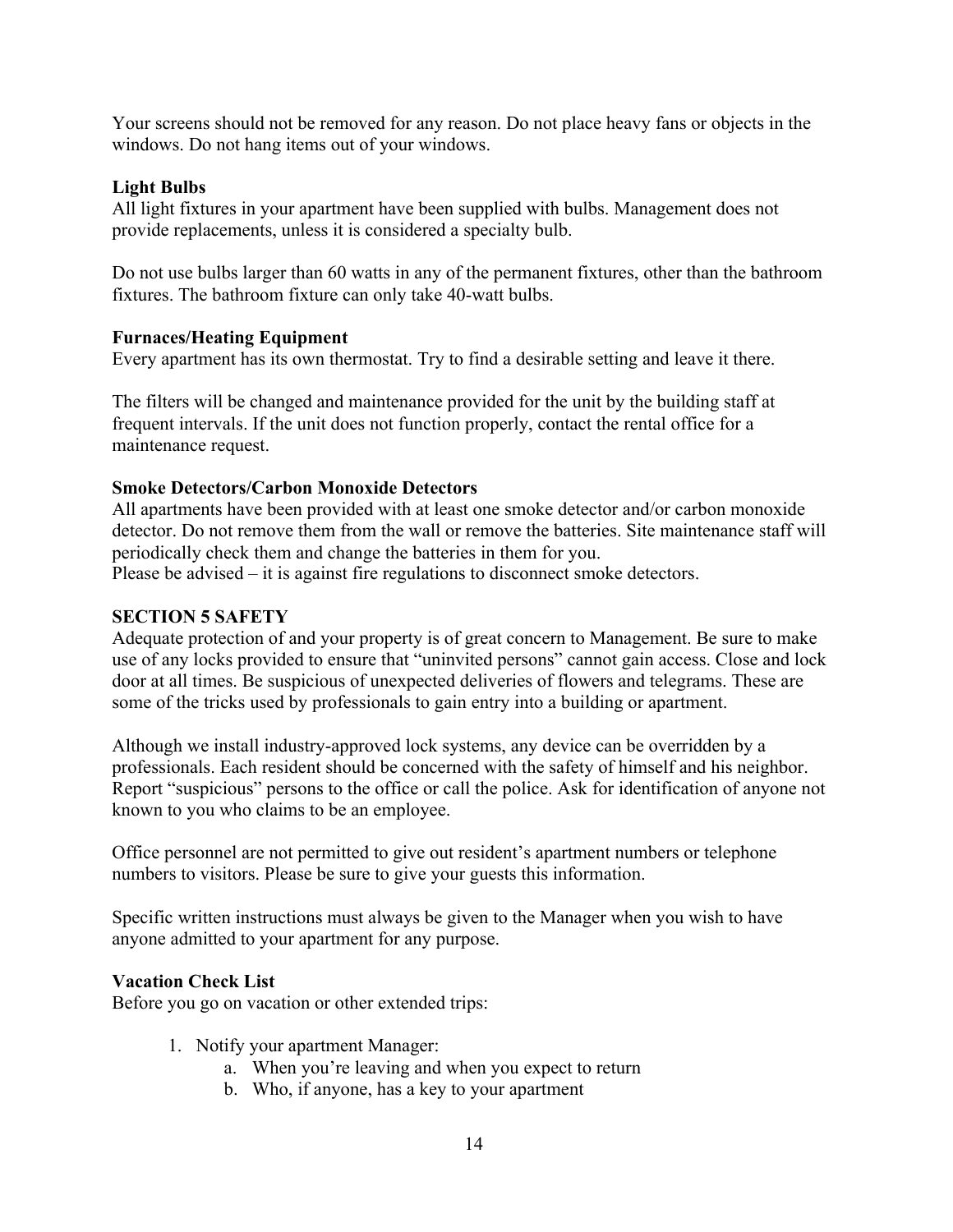Your screens should not be removed for any reason. Do not place heavy fans or objects in the windows. Do not hang items out of your windows.

**Light Bulbs**

All light fixtures in your apartment have been supplied with bulbs. Management does not provide replacements, unless it is considered a specialty bulb.

Do not use bulbs larger than 60 watts in any of the permanent fixtures, other than the bathroom fixtures. The bathroom fixture can only take 40-watt bulbs.

**Furnaces/Heating Equipment**

Every apartment has its own thermostat. Try to find a desirable setting and leave it there.

The filters will be changed and maintenance provided for the unit by the building staff at frequent intervals. If the unit does not function properly, contact the rental office for a maintenance request.

**Smoke Detectors/Carbon Monoxide Detectors**

All apartments have been provided with at least one smoke detector and/or carbon monoxide detector. Do not remove them from the wall or remove the batteries. Site maintenance staff will periodically check them and change the batteries in them for you.
Please be advised – it is against fire regulations to disconnect smoke detectors.

## SECTION 5 SAFETY

Adequate protection of and your property is of great concern to Management. Be sure to make use of any locks provided to ensure that "uninvited persons" cannot gain access. Close and lock door at all times. Be suspicious of unexpected deliveries of flowers and telegrams. These are some of the tricks used by professionals to gain entry into a building or apartment.

Although we install industry-approved lock systems, any device can be overridden by a professionals. Each resident should be concerned with the safety of himself and his neighbor. Report "suspicious" persons to the office or call the police. Ask for identification of anyone not known to you who claims to be an employee.

Office personnel are not permitted to give out resident's apartment numbers or telephone numbers to visitors. Please be sure to give your guests this information.

Specific written instructions must always be given to the Manager when you wish to have anyone admitted to your apartment for any purpose.

**Vacation Check List**

Before you go on vacation or other extended trips:

1. Notify your apartment Manager:
    a. When you're leaving and when you expect to return
    b. Who, if anyone, has a key to your apartment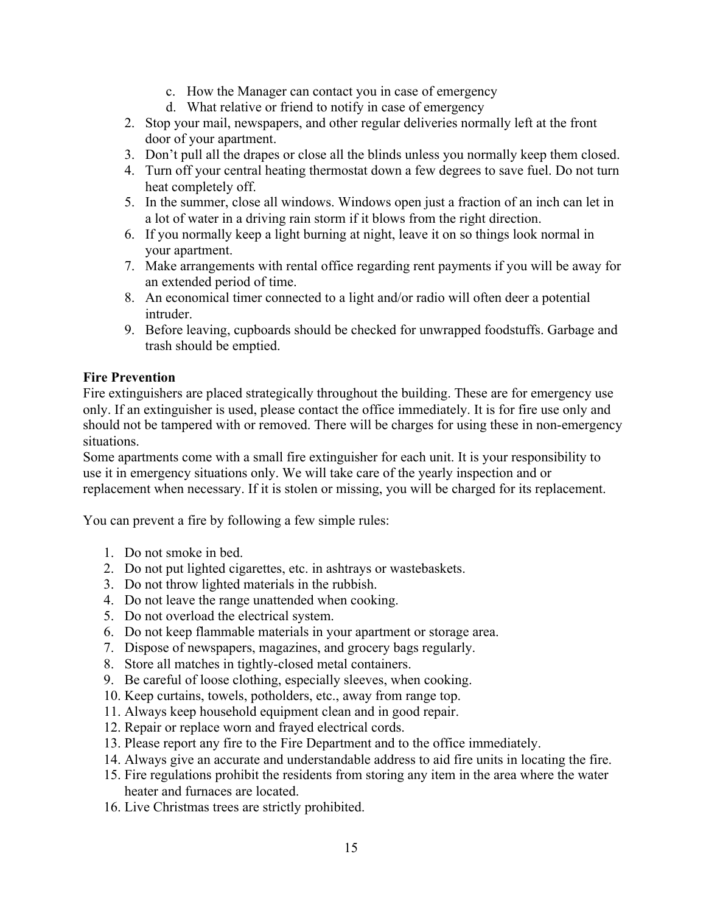c. How the Manager can contact you in case of emergency
   d. What relative or friend to notify in case of emergency
2. Stop your mail, newspapers, and other regular deliveries normally left at the front door of your apartment.
3. Don't pull all the drapes or close all the blinds unless you normally keep them closed.
4. Turn off your central heating thermostat down a few degrees to save fuel. Do not turn heat completely off.
5. In the summer, close all windows. Windows open just a fraction of an inch can let in a lot of water in a driving rain storm if it blows from the right direction.
6. If you normally keep a light burning at night, leave it on so things look normal in your apartment.
7. Make arrangements with rental office regarding rent payments if you will be away for an extended period of time.
8. An economical timer connected to a light and/or radio will often deer a potential intruder.
9. Before leaving, cupboards should be checked for unwrapped foodstuffs. Garbage and trash should be emptied.

**Fire Prevention**

Fire extinguishers are placed strategically throughout the building. These are for emergency use only. If an extinguisher is used, please contact the office immediately. It is for fire use only and should not be tampered with or removed. There will be charges for using these in non-emergency situations.

Some apartments come with a small fire extinguisher for each unit. It is your responsibility to use it in emergency situations only. We will take care of the yearly inspection and or replacement when necessary. If it is stolen or missing, you will be charged for its replacement.

You can prevent a fire by following a few simple rules:

1. Do not smoke in bed.
2. Do not put lighted cigarettes, etc. in ashtrays or wastebaskets.
3. Do not throw lighted materials in the rubbish.
4. Do not leave the range unattended when cooking.
5. Do not overload the electrical system.
6. Do not keep flammable materials in your apartment or storage area.
7. Dispose of newspapers, magazines, and grocery bags regularly.
8. Store all matches in tightly-closed metal containers.
9. Be careful of loose clothing, especially sleeves, when cooking.
10. Keep curtains, towels, potholders, etc., away from range top.
11. Always keep household equipment clean and in good repair.
12. Repair or replace worn and frayed electrical cords.
13. Please report any fire to the Fire Department and to the office immediately.
14. Always give an accurate and understandable address to aid fire units in locating the fire.
15. Fire regulations prohibit the residents from storing any item in the area where the water heater and furnaces are located.
16. Live Christmas trees are strictly prohibited.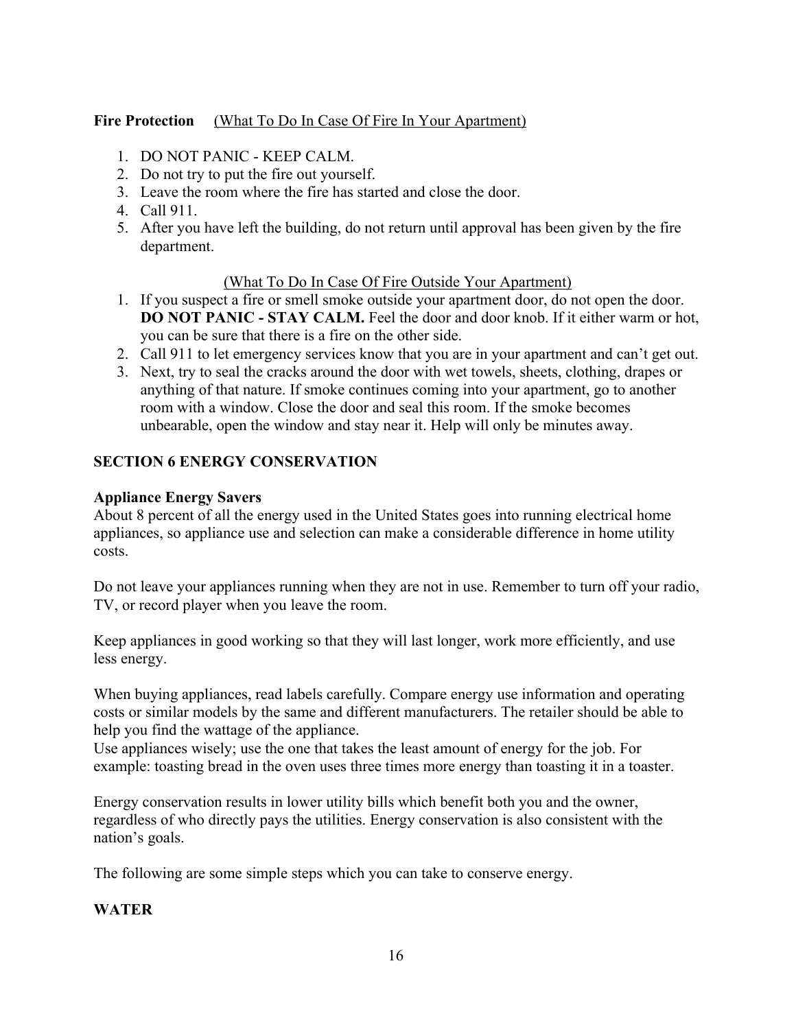**Fire Protection** (What To Do In Case Of Fire In Your Apartment)

1. DO NOT PANIC - KEEP CALM.
2. Do not try to put the fire out yourself.
3. Leave the room where the fire has started and close the door.
4. Call 911.
5. After you have left the building, do not return until approval has been given by the fire department.

(What To Do In Case Of Fire Outside Your Apartment)

1. If you suspect a fire or smell smoke outside your apartment door, do not open the door. **DO NOT PANIC - STAY CALM.** Feel the door and door knob. If it either warm or hot, you can be sure that there is a fire on the other side.
2. Call 911 to let emergency services know that you are in your apartment and can't get out.
3. Next, try to seal the cracks around the door with wet towels, sheets, clothing, drapes or anything of that nature. If smoke continues coming into your apartment, go to another room with a window. Close the door and seal this room. If the smoke becomes unbearable, open the window and stay near it. Help will only be minutes away.

## SECTION 6 ENERGY CONSERVATION

**Appliance Energy Savers**

About 8 percent of all the energy used in the United States goes into running electrical home appliances, so appliance use and selection can make a considerable difference in home utility costs.

Do not leave your appliances running when they are not in use. Remember to turn off your radio, TV, or record player when you leave the room.

Keep appliances in good working so that they will last longer, work more efficiently, and use less energy.

When buying appliances, read labels carefully. Compare energy use information and operating costs or similar models by the same and different manufacturers. The retailer should be able to help you find the wattage of the appliance.
Use appliances wisely; use the one that takes the least amount of energy for the job. For example: toasting bread in the oven uses three times more energy than toasting it in a toaster.

Energy conservation results in lower utility bills which benefit both you and the owner, regardless of who directly pays the utilities. Energy conservation is also consistent with the nation's goals.

The following are some simple steps which you can take to conserve energy.

**WATER**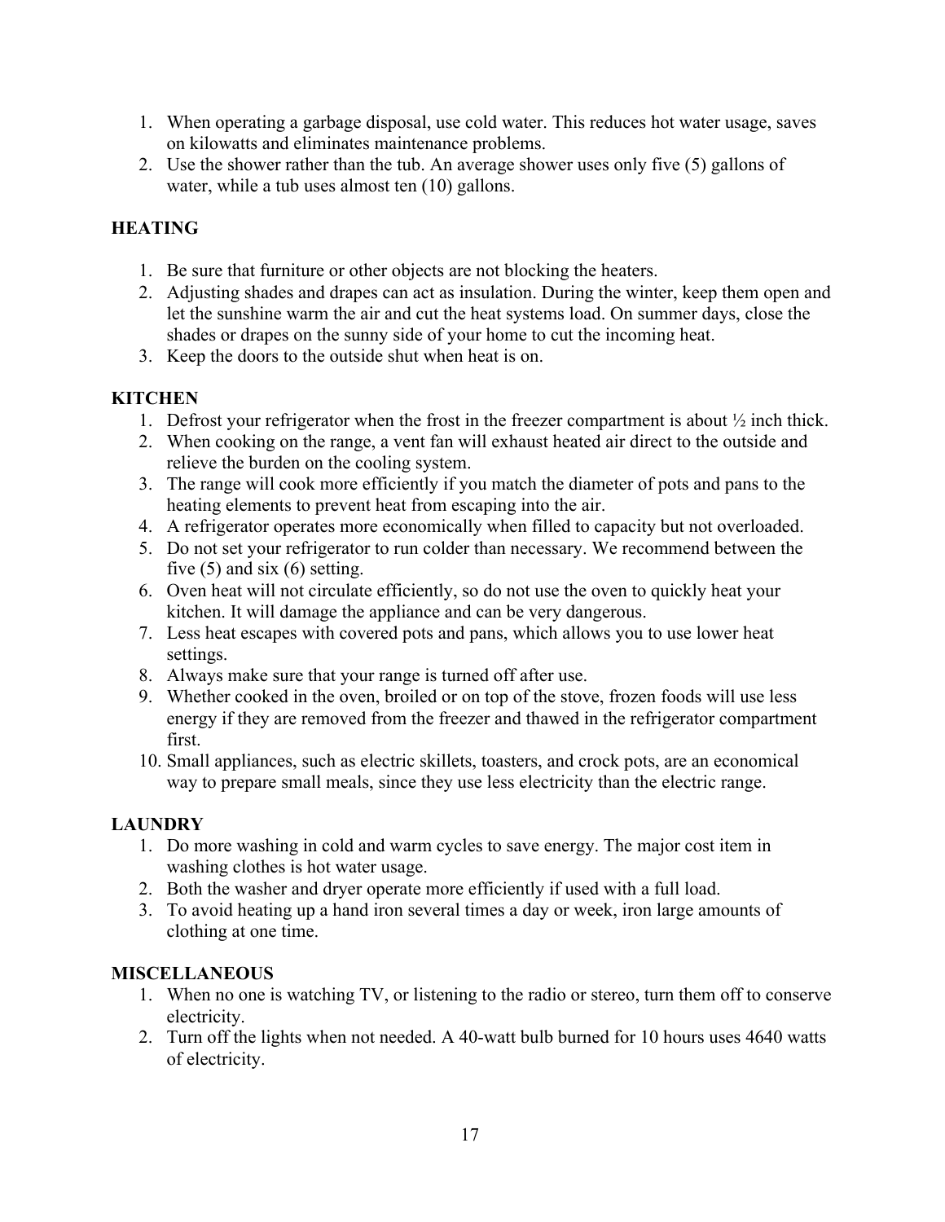1. When operating a garbage disposal, use cold water. This reduces hot water usage, saves on kilowatts and eliminates maintenance problems.
2. Use the shower rather than the tub. An average shower uses only five (5) gallons of water, while a tub uses almost ten (10) gallons.

**HEATING**

1. Be sure that furniture or other objects are not blocking the heaters.
2. Adjusting shades and drapes can act as insulation. During the winter, keep them open and let the sunshine warm the air and cut the heat systems load. On summer days, close the shades or drapes on the sunny side of your home to cut the incoming heat.
3. Keep the doors to the outside shut when heat is on.

**KITCHEN**

1. Defrost your refrigerator when the frost in the freezer compartment is about ½ inch thick.
2. When cooking on the range, a vent fan will exhaust heated air direct to the outside and relieve the burden on the cooling system.
3. The range will cook more efficiently if you match the diameter of pots and pans to the heating elements to prevent heat from escaping into the air.
4. A refrigerator operates more economically when filled to capacity but not overloaded.
5. Do not set your refrigerator to run colder than necessary. We recommend between the five (5) and six (6) setting.
6. Oven heat will not circulate efficiently, so do not use the oven to quickly heat your kitchen. It will damage the appliance and can be very dangerous.
7. Less heat escapes with covered pots and pans, which allows you to use lower heat settings.
8. Always make sure that your range is turned off after use.
9. Whether cooked in the oven, broiled or on top of the stove, frozen foods will use less energy if they are removed from the freezer and thawed in the refrigerator compartment first.
10. Small appliances, such as electric skillets, toasters, and crock pots, are an economical way to prepare small meals, since they use less electricity than the electric range.

**LAUNDRY**

1. Do more washing in cold and warm cycles to save energy. The major cost item in washing clothes is hot water usage.
2. Both the washer and dryer operate more efficiently if used with a full load.
3. To avoid heating up a hand iron several times a day or week, iron large amounts of clothing at one time.

**MISCELLANEOUS**

1. When no one is watching TV, or listening to the radio or stereo, turn them off to conserve electricity.
2. Turn off the lights when not needed. A 40-watt bulb burned for 10 hours uses 4640 watts of electricity.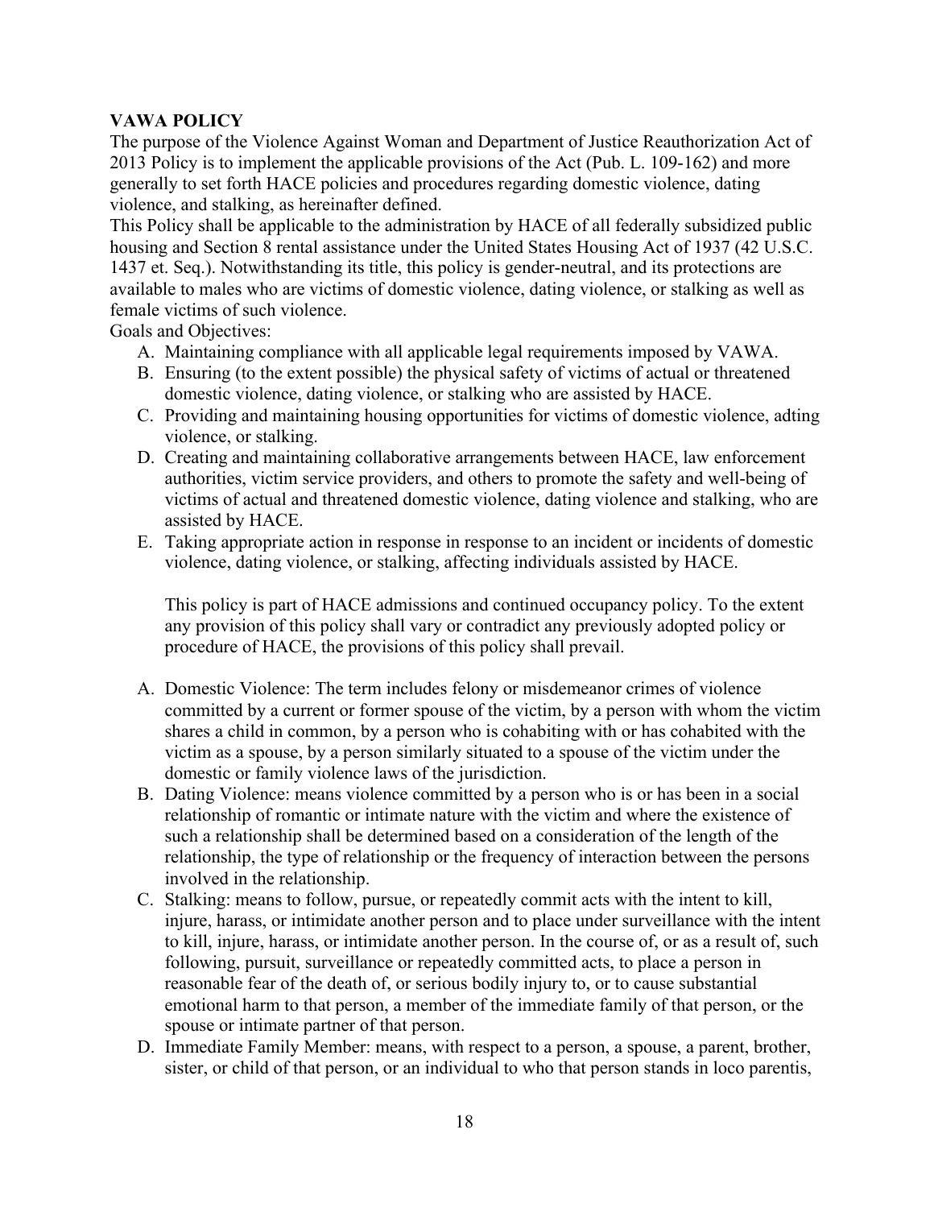**VAWA POLICY**

The purpose of the Violence Against Woman and Department of Justice Reauthorization Act of 2013 Policy is to implement the applicable provisions of the Act (Pub. L. 109-162) and more generally to set forth HACE policies and procedures regarding domestic violence, dating violence, and stalking, as hereinafter defined.

This Policy shall be applicable to the administration by HACE of all federally subsidized public housing and Section 8 rental assistance under the United States Housing Act of 1937 (42 U.S.C. 1437 et. Seq.). Notwithstanding its title, this policy is gender-neutral, and its protections are available to males who are victims of domestic violence, dating violence, or stalking as well as female victims of such violence.

Goals and Objectives:

A. Maintaining compliance with all applicable legal requirements imposed by VAWA.
B. Ensuring (to the extent possible) the physical safety of victims of actual or threatened domestic violence, dating violence, or stalking who are assisted by HACE.
C. Providing and maintaining housing opportunities for victims of domestic violence, adting violence, or stalking.
D. Creating and maintaining collaborative arrangements between HACE, law enforcement authorities, victim service providers, and others to promote the safety and well-being of victims of actual and threatened domestic violence, dating violence and stalking, who are assisted by HACE.
E. Taking appropriate action in response in response to an incident or incidents of domestic violence, dating violence, or stalking, affecting individuals assisted by HACE.

This policy is part of HACE admissions and continued occupancy policy. To the extent any provision of this policy shall vary or contradict any previously adopted policy or procedure of HACE, the provisions of this policy shall prevail.

A. Domestic Violence: The term includes felony or misdemeanor crimes of violence committed by a current or former spouse of the victim, by a person with whom the victim shares a child in common, by a person who is cohabiting with or has cohabited with the victim as a spouse, by a person similarly situated to a spouse of the victim under the domestic or family violence laws of the jurisdiction.
B. Dating Violence: means violence committed by a person who is or has been in a social relationship of romantic or intimate nature with the victim and where the existence of such a relationship shall be determined based on a consideration of the length of the relationship, the type of relationship or the frequency of interaction between the persons involved in the relationship.
C. Stalking: means to follow, pursue, or repeatedly commit acts with the intent to kill, injure, harass, or intimidate another person and to place under surveillance with the intent to kill, injure, harass, or intimidate another person. In the course of, or as a result of, such following, pursuit, surveillance or repeatedly committed acts, to place a person in reasonable fear of the death of, or serious bodily injury to, or to cause substantial emotional harm to that person, a member of the immediate family of that person, or the spouse or intimate partner of that person.
D. Immediate Family Member: means, with respect to a person, a spouse, a parent, brother, sister, or child of that person, or an individual to who that person stands in loco parentis,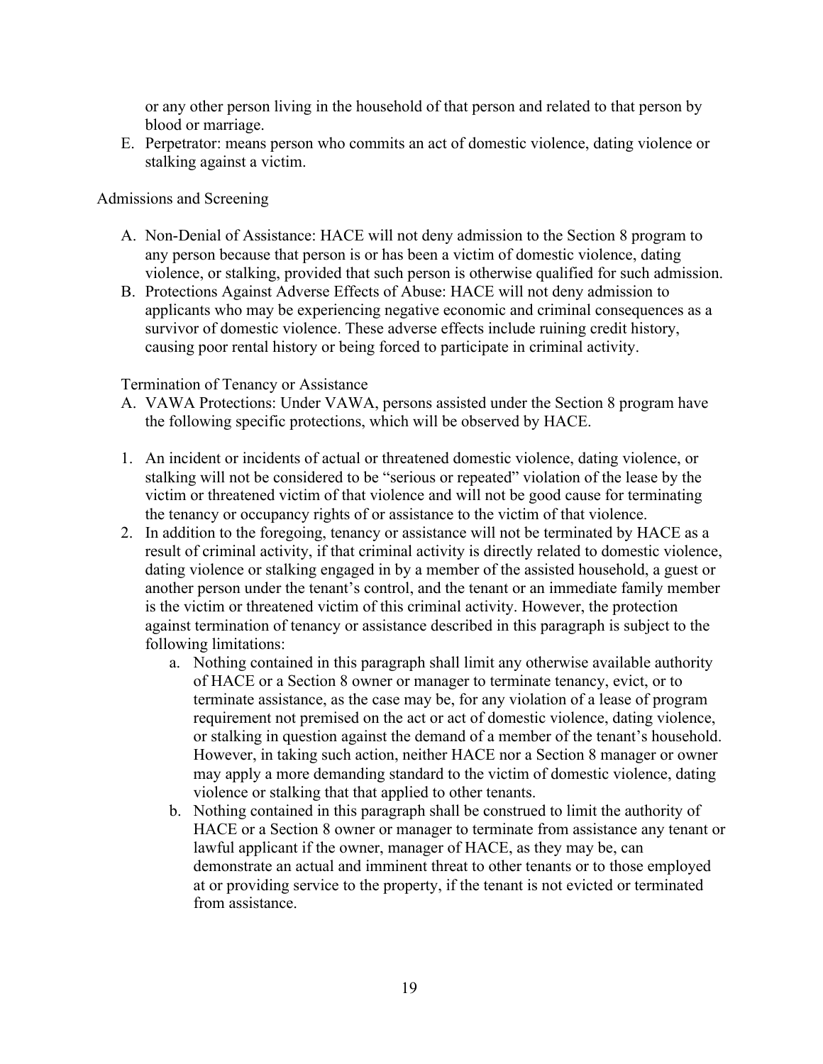or any other person living in the household of that person and related to that person by blood or marriage.

E. Perpetrator: means person who commits an act of domestic violence, dating violence or stalking against a victim.

Admissions and Screening

A. Non-Denial of Assistance: HACE will not deny admission to the Section 8 program to any person because that person is or has been a victim of domestic violence, dating violence, or stalking, provided that such person is otherwise qualified for such admission.
B. Protections Against Adverse Effects of Abuse: HACE will not deny admission to applicants who may be experiencing negative economic and criminal consequences as a survivor of domestic violence. These adverse effects include ruining credit history, causing poor rental history or being forced to participate in criminal activity.

Termination of Tenancy or Assistance

A. VAWA Protections: Under VAWA, persons assisted under the Section 8 program have the following specific protections, which will be observed by HACE.

1. An incident or incidents of actual or threatened domestic violence, dating violence, or stalking will not be considered to be "serious or repeated" violation of the lease by the victim or threatened victim of that violence and will not be good cause for terminating the tenancy or occupancy rights of or assistance to the victim of that violence.
2. In addition to the foregoing, tenancy or assistance will not be terminated by HACE as a result of criminal activity, if that criminal activity is directly related to domestic violence, dating violence or stalking engaged in by a member of the assisted household, a guest or another person under the tenant's control, and the tenant or an immediate family member is the victim or threatened victim of this criminal activity. However, the protection against termination of tenancy or assistance described in this paragraph is subject to the following limitations:
    a. Nothing contained in this paragraph shall limit any otherwise available authority of HACE or a Section 8 owner or manager to terminate tenancy, evict, or to terminate assistance, as the case may be, for any violation of a lease of program requirement not premised on the act or act of domestic violence, dating violence, or stalking in question against the demand of a member of the tenant's household. However, in taking such action, neither HACE nor a Section 8 manager or owner may apply a more demanding standard to the victim of domestic violence, dating violence or stalking that that applied to other tenants.
    b. Nothing contained in this paragraph shall be construed to limit the authority of HACE or a Section 8 owner or manager to terminate from assistance any tenant or lawful applicant if the owner, manager of HACE, as they may be, can demonstrate an actual and imminent threat to other tenants or to those employed at or providing service to the property, if the tenant is not evicted or terminated from assistance.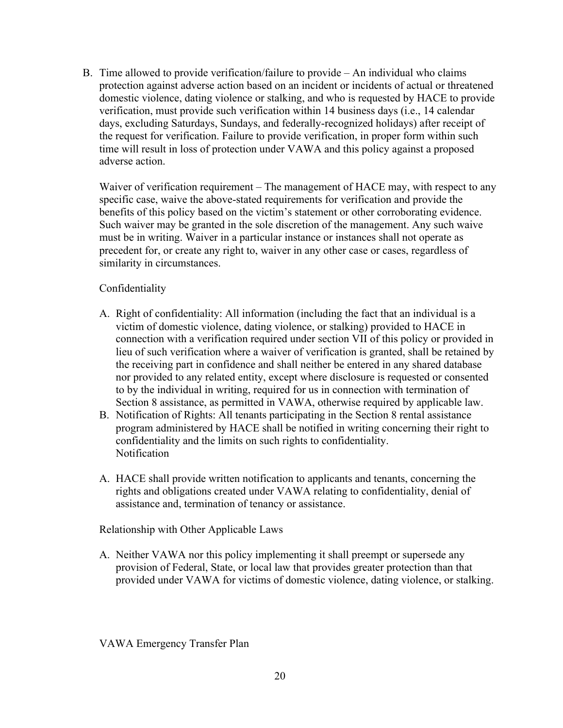B. Time allowed to provide verification/failure to provide – An individual who claims protection against adverse action based on an incident or incidents of actual or threatened domestic violence, dating violence or stalking, and who is requested by HACE to provide verification, must provide such verification within 14 business days (i.e., 14 calendar days, excluding Saturdays, Sundays, and federally-recognized holidays) after receipt of the request for verification. Failure to provide verification, in proper form within such time will result in loss of protection under VAWA and this policy against a proposed adverse action.

   Waiver of verification requirement – The management of HACE may, with respect to any specific case, waive the above-stated requirements for verification and provide the benefits of this policy based on the victim's statement or other corroborating evidence. Such waiver may be granted in the sole discretion of the management. Any such waive must be in writing. Waiver in a particular instance or instances shall not operate as precedent for, or create any right to, waiver in any other case or cases, regardless of similarity in circumstances.

   Confidentiality

   A. Right of confidentiality: All information (including the fact that an individual is a victim of domestic violence, dating violence, or stalking) provided to HACE in connection with a verification required under section VII of this policy or provided in lieu of such verification where a waiver of verification is granted, shall be retained by the receiving part in confidence and shall neither be entered in any shared database nor provided to any related entity, except where disclosure is requested or consented to by the individual in writing, required for us in connection with termination of Section 8 assistance, as permitted in VAWA, otherwise required by applicable law.
   B. Notification of Rights: All tenants participating in the Section 8 rental assistance program administered by HACE shall be notified in writing concerning their right to confidentiality and the limits on such rights to confidentiality.
   Notification

   A. HACE shall provide written notification to applicants and tenants, concerning the rights and obligations created under VAWA relating to confidentiality, denial of assistance and, termination of tenancy or assistance.

   Relationship with Other Applicable Laws

   A. Neither VAWA nor this policy implementing it shall preempt or supersede any provision of Federal, State, or local law that provides greater protection than that provided under VAWA for victims of domestic violence, dating violence, or stalking.

VAWA Emergency Transfer Plan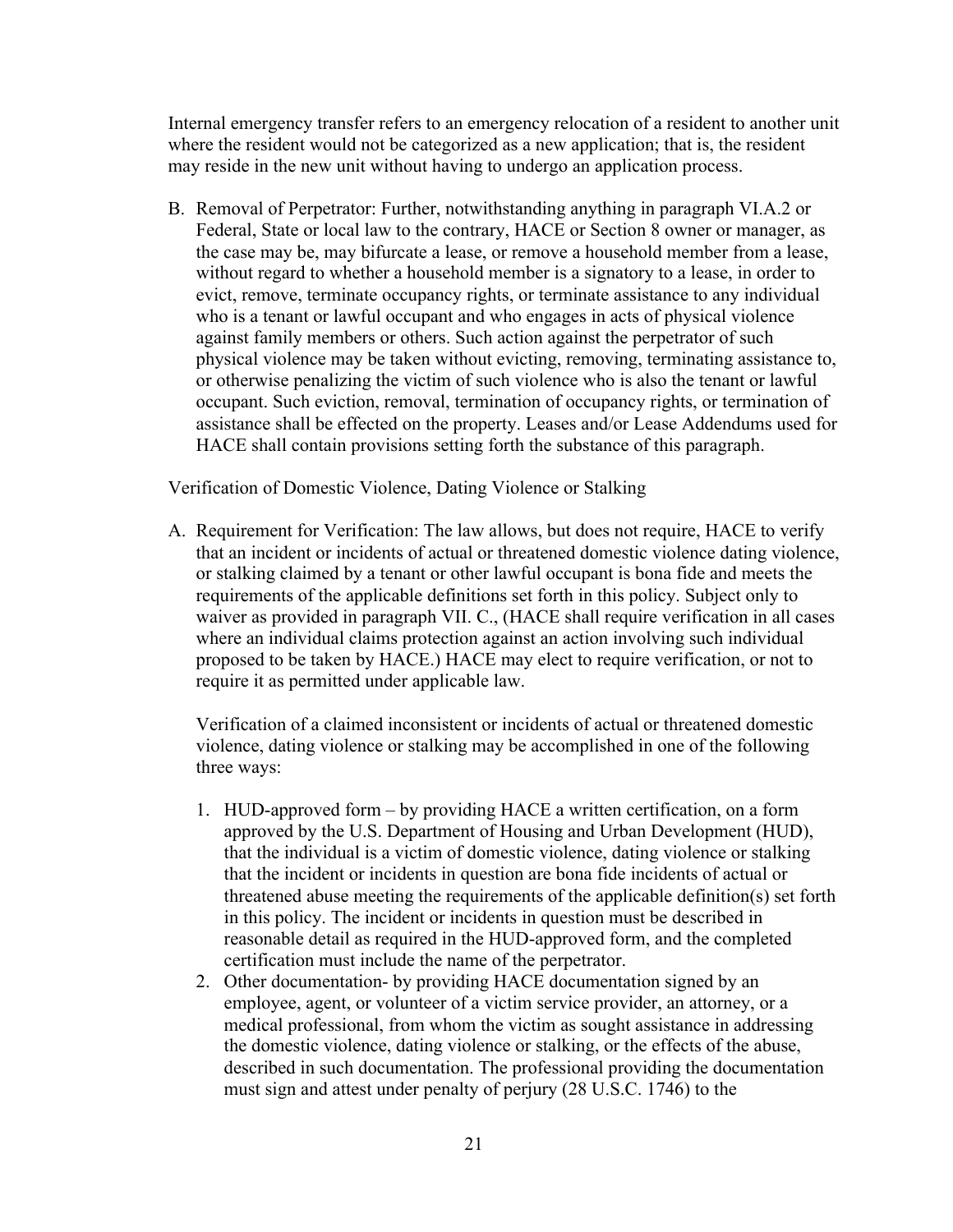Internal emergency transfer refers to an emergency relocation of a resident to another unit where the resident would not be categorized as a new application; that is, the resident may reside in the new unit without having to undergo an application process.

B. Removal of Perpetrator: Further, notwithstanding anything in paragraph VI.A.2 or Federal, State or local law to the contrary, HACE or Section 8 owner or manager, as the case may be, may bifurcate a lease, or remove a household member from a lease, without regard to whether a household member is a signatory to a lease, in order to evict, remove, terminate occupancy rights, or terminate assistance to any individual who is a tenant or lawful occupant and who engages in acts of physical violence against family members or others. Such action against the perpetrator of such physical violence may be taken without evicting, removing, terminating assistance to, or otherwise penalizing the victim of such violence who is also the tenant or lawful occupant. Such eviction, removal, termination of occupancy rights, or termination of assistance shall be effected on the property. Leases and/or Lease Addendums used for HACE shall contain provisions setting forth the substance of this paragraph.

Verification of Domestic Violence, Dating Violence or Stalking

A. Requirement for Verification: The law allows, but does not require, HACE to verify that an incident or incidents of actual or threatened domestic violence dating violence, or stalking claimed by a tenant or other lawful occupant is bona fide and meets the requirements of the applicable definitions set forth in this policy. Subject only to waiver as provided in paragraph VII. C., (HACE shall require verification in all cases where an individual claims protection against an action involving such individual proposed to be taken by HACE.) HACE may elect to require verification, or not to require it as permitted under applicable law.

   Verification of a claimed inconsistent or incidents of actual or threatened domestic violence, dating violence or stalking may be accomplished in one of the following three ways:

   1. HUD-approved form – by providing HACE a written certification, on a form approved by the U.S. Department of Housing and Urban Development (HUD), that the individual is a victim of domestic violence, dating violence or stalking that the incident or incidents in question are bona fide incidents of actual or threatened abuse meeting the requirements of the applicable definition(s) set forth in this policy. The incident or incidents in question must be described in reasonable detail as required in the HUD-approved form, and the completed certification must include the name of the perpetrator.
   2. Other documentation- by providing HACE documentation signed by an employee, agent, or volunteer of a victim service provider, an attorney, or a medical professional, from whom the victim as sought assistance in addressing the domestic violence, dating violence or stalking, or the effects of the abuse, described in such documentation. The professional providing the documentation must sign and attest under penalty of perjury (28 U.S.C. 1746) to the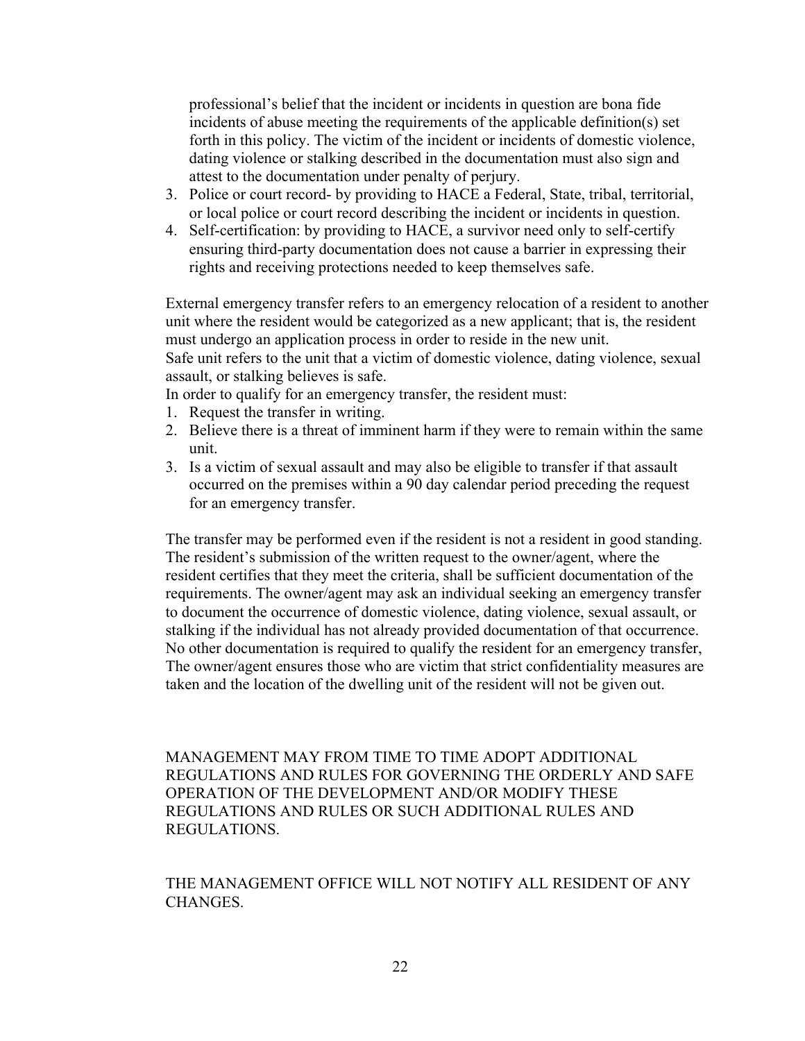professional's belief that the incident or incidents in question are bona fide incidents of abuse meeting the requirements of the applicable definition(s) set forth in this policy. The victim of the incident or incidents of domestic violence, dating violence or stalking described in the documentation must also sign and attest to the documentation under penalty of perjury.

3. Police or court record- by providing to HACE a Federal, State, tribal, territorial, or local police or court record describing the incident or incidents in question.
4. Self-certification: by providing to HACE, a survivor need only to self-certify ensuring third-party documentation does not cause a barrier in expressing their rights and receiving protections needed to keep themselves safe.

External emergency transfer refers to an emergency relocation of a resident to another unit where the resident would be categorized as a new applicant; that is, the resident must undergo an application process in order to reside in the new unit.
Safe unit refers to the unit that a victim of domestic violence, dating violence, sexual assault, or stalking believes is safe.
In order to qualify for an emergency transfer, the resident must:

1. Request the transfer in writing.
2. Believe there is a threat of imminent harm if they were to remain within the same unit.
3. Is a victim of sexual assault and may also be eligible to transfer if that assault occurred on the premises within a 90 day calendar period preceding the request for an emergency transfer.

The transfer may be performed even if the resident is not a resident in good standing. The resident's submission of the written request to the owner/agent, where the resident certifies that they meet the criteria, shall be sufficient documentation of the requirements. The owner/agent may ask an individual seeking an emergency transfer to document the occurrence of domestic violence, dating violence, sexual assault, or stalking if the individual has not already provided documentation of that occurrence. No other documentation is required to qualify the resident for an emergency transfer, The owner/agent ensures those who are victim that strict confidentiality measures are taken and the location of the dwelling unit of the resident will not be given out.

MANAGEMENT MAY FROM TIME TO TIME ADOPT ADDITIONAL REGULATIONS AND RULES FOR GOVERNING THE ORDERLY AND SAFE OPERATION OF THE DEVELOPMENT AND/OR MODIFY THESE REGULATIONS AND RULES OR SUCH ADDITIONAL RULES AND REGULATIONS.

THE MANAGEMENT OFFICE WILL NOT NOTIFY ALL RESIDENT OF ANY CHANGES.